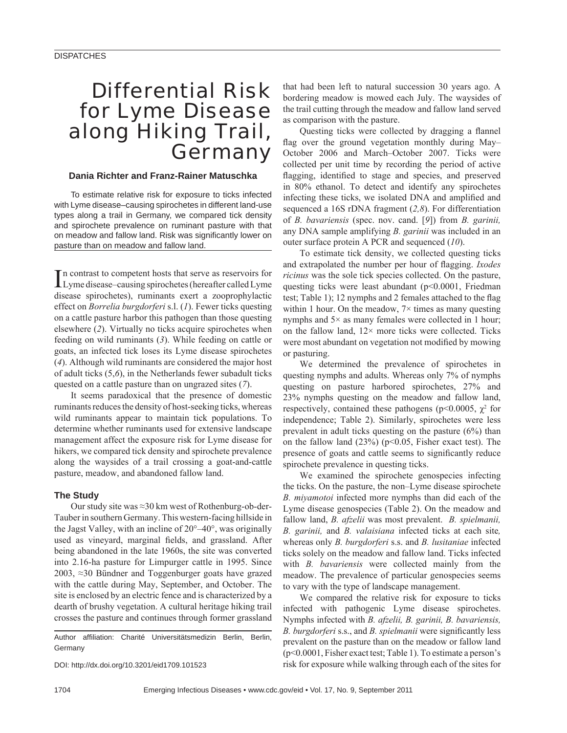# Differential Risk for Lyme Disease along Hiking Trail, Germany

**Dania Richter and Franz-Rainer Matuschka**

To estimate relative risk for exposure to ticks infected with Lyme disease–causing spirochetes in different land-use types along a trail in Germany, we compared tick density and spirochete prevalence on ruminant pasture with that on meadow and fallow land. Risk was significantly lower on pasture than on meadow and fallow land.

In contrast to competent hosts that serve as reservoirs for Lyme disease–causing spirochetes (hereafter called Lyme disease spirochetes), ruminants exert a zooprophylactic effect on *Borrelia burgdorferi* s.l. (*1*). Fewer ticks questing on a cattle pasture harbor this pathogen than those questing elsewhere (*2*). Virtually no ticks acquire spirochetes when feeding on wild ruminants (*3*). While feeding on cattle or goats, an infected tick loses its Lyme disease spirochetes (*4*). Although wild ruminants are considered the major host of adult ticks (*5*,*6*), in the Netherlands fewer subadult ticks quested on a cattle pasture than on ungrazed sites (*7*).

It seems paradoxical that the presence of domestic ruminants reduces the density of host-seeking ticks, whereas wild ruminants appear to maintain tick populations. To determine whether ruminants used for extensive landscape management affect the exposure risk for Lyme disease for hikers, we compared tick density and spirochete prevalence along the waysides of a trail crossing a goat-and-cattle pasture, meadow, and abandoned fallow land.

## The Study

Our study site was ≈30 km west of Rothenburg-ob-der-Tauber in southern Germany. This western-facing hillside in the Jagst Valley, with an incline of 20°–40°, was originally used as vineyard, marginal fields, and grassland. After being abandoned in the late 1960s, the site was converted into 2.16-ha pasture for Limpurger cattle in 1995. Since 2003, ≈30 Bündner and Toggenburger goats have grazed with the cattle during May, September, and October. The site is enclosed by an electric fence and is characterized by a dearth of brushy vegetation. A cultural heritage hiking trail crosses the pasture and continues through former grassland that had been left to natural succession 30 years ago. A bordering meadow is mowed each July. The waysides of the trail cutting through the meadow and fallow land served as comparison with the pasture.

Questing ticks were collected by dragging a flannel flag over the ground vegetation monthly during May–October 2006 and March–October 2007. Ticks were collected per unit time by recording the period of active flagging, identified to stage and species, and preserved in 80% ethanol. To detect and identify any spirochetes infecting these ticks, we isolated DNA and amplified and sequenced a 16S rDNA fragment (*2,8*). For differentiation of *B. bavariensis* (spec. nov. cand. [*9*]) from *B. garinii,* any DNA sample amplifying *B. garinii* was included in an outer surface protein A PCR and sequenced (*10*).

To estimate tick density, we collected questing ticks and extrapolated the number per hour of flagging. *Ixodes ricinus* was the sole tick species collected. On the pasture, questing ticks were least abundant ($p<0.0001$, Friedman test; Table 1); 12 nymphs and 2 females attached to the flag within 1 hour. On the meadow, 7× times as many questing nymphs and 5× as many females were collected in 1 hour; on the fallow land, 12× more ticks were collected. Ticks were most abundant on vegetation not modified by mowing or pasturing.

We determined the prevalence of spirochetes in questing nymphs and adults. Whereas only 7% of nymphs questing on pasture harbored spirochetes, 27% and 23% nymphs questing on the meadow and fallow land, respectively, contained these pathogens ($p<0.0005$, $\chi^2$ for independence; Table 2). Similarly, spirochetes were less prevalent in adult ticks questing on the pasture (6%) than on the fallow land (23%) ($p<0.05$, Fisher exact test). The presence of goats and cattle seems to significantly reduce spirochete prevalence in questing ticks.

We examined the spirochete genospecies infecting the ticks. On the pasture, the non–Lyme disease spirochete *B. miyamotoi* infected more nymphs than did each of the Lyme disease genospecies (Table 2). On the meadow and fallow land, *B. afzelii* was most prevalent. *B. spielmanii, B. garinii,* and *B. valaisiana* infected ticks at each site*,* whereas only *B. burgdorferi* s.s. and *B. lusitaniae* infected ticks solely on the meadow and fallow land. Ticks infected with *B. bavariensis* were collected mainly from the meadow. The prevalence of particular genospecies seems to vary with the type of landscape management.

We compared the relative risk for exposure to ticks infected with pathogenic Lyme disease spirochetes. Nymphs infected with *B. afzelii, B. garinii, B. bavariensis, B. burgdorferi* s.s., and *B. spielmanii* were significantly less prevalent on the pasture than on the meadow or fallow land ($p<0.0001$, Fisher exact test; Table 1). To estimate a person's risk for exposure while walking through each of the sites for

Author affiliation: Charité Universitätsmedizin Berlin, Berlin, Germany

DOI: http://dx.doi.org/10.3201/eid1709.101523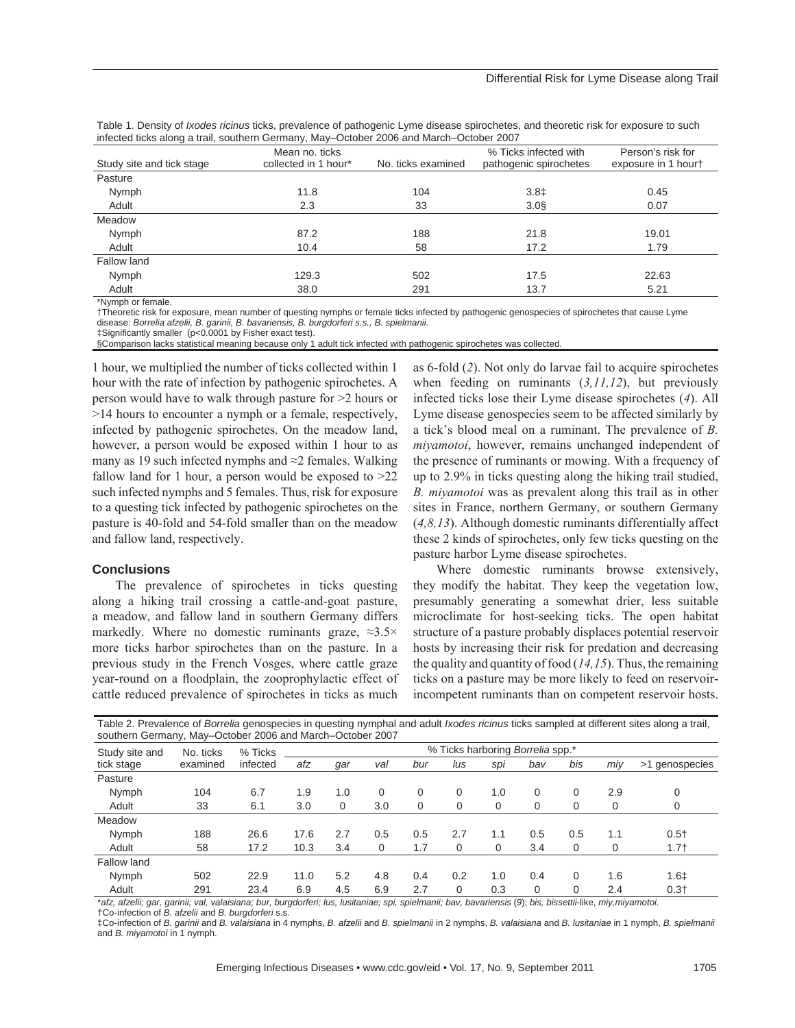Table 1. Density of *Ixodes ricinus* ticks, prevalence of pathogenic Lyme disease spirochetes, and theoretic risk for exposure to such infected ticks along a trail, southern Germany, May–October 2006 and March–October 2007

| Study site and tick stage | Mean no. ticks collected in 1 hour* | No. ticks examined | % Ticks infected with pathogenic spirochetes | Person's risk for exposure in 1 hour† |
|---|---|---|---|---|
| Pasture | | | | |
| Nymph | 11.8 | 104 | 3.8‡ | 0.45 |
| Adult | 2.3 | 33 | 3.0§ | 0.07 |
| Meadow | | | | |
| Nymph | 87.2 | 188 | 21.8 | 19.01 |
| Adult | 10.4 | 58 | 17.2 | 1.79 |
| Fallow land | | | | |
| Nymph | 129.3 | 502 | 17.5 | 22.63 |
| Adult | 38.0 | 291 | 13.7 | 5.21 |

*Nymph or female.
†Theoretic risk for exposure, mean number of questing nymphs or female ticks infected by pathogenic genospecies of spirochetes that cause Lyme disease: *Borrelia afzelii, B. garinii, B. bavariensis, B. burgdorferi s.s., B. spielmanii.*
‡Significantly smaller ($p<0.0001$ by Fisher exact test).
§Comparison lacks statistical meaning because only 1 adult tick infected with pathogenic spirochetes was collected.

1 hour, we multiplied the number of ticks collected within 1 hour with the rate of infection by pathogenic spirochetes. A person would have to walk through pasture for >2 hours or >14 hours to encounter a nymph or a female, respectively, infected by pathogenic spirochetes. On the meadow land, however, a person would be exposed within 1 hour to as many as 19 such infected nymphs and ≈2 females. Walking fallow land for 1 hour, a person would be exposed to >22 such infected nymphs and 5 females. Thus, risk for exposure to a questing tick infected by pathogenic spirochetes on the pasture is 40-fold and 54-fold smaller than on the meadow and fallow land, respectively.

## Conclusions

The prevalence of spirochetes in ticks questing along a hiking trail crossing a cattle-and-goat pasture, a meadow, and fallow land in southern Germany differs markedly. Where no domestic ruminants graze, ≈3.5× more ticks harbor spirochetes than on the pasture. In a previous study in the French Vosges, where cattle graze year-round on a floodplain, the zooprophylactic effect of cattle reduced prevalence of spirochetes in ticks as much as 6-fold (*2*). Not only do larvae fail to acquire spirochetes when feeding on ruminants (*3,11,12*), but previously infected ticks lose their Lyme disease spirochetes (*4*). All Lyme disease genospecies seem to be affected similarly by a tick's blood meal on a ruminant. The prevalence of *B. miyamotoi*, however, remains unchanged independent of the presence of ruminants or mowing. With a frequency of up to 2.9% in ticks questing along the hiking trail studied, *B. miyamotoi* was as prevalent along this trail as in other sites in France, northern Germany, or southern Germany (*4,8,13*). Although domestic ruminants differentially affect these 2 kinds of spirochetes, only few ticks questing on the pasture harbor Lyme disease spirochetes.

Where domestic ruminants browse extensively, they modify the habitat. They keep the vegetation low, presumably generating a somewhat drier, less suitable microclimate for host-seeking ticks. The open habitat structure of a pasture probably displaces potential reservoir hosts by increasing their risk for predation and decreasing the quality and quantity of food (*14,15*). Thus, the remaining ticks on a pasture may be more likely to feed on reservoir-incompetent ruminants than on competent reservoir hosts.

Table 2. Prevalence of *Borrelia* genospecies in questing nymphal and adult *Ixodes ricinus* ticks sampled at different sites along a trail, southern Germany, May–October 2006 and March–October 2007

| Study site and tick stage | No. ticks examined | % Ticks infected | % Ticks harboring *Borrelia* spp.* | | | | | | | | | |
|---|---|---|---|---|---|---|---|---|---|---|---|---|
| | | | *afz* | *gar* | *val* | *bur* | *lus* | *spi* | *bav* | *bis* | *miy* | >1 genospecies |
| Pasture | | | | | | | | | | | | |
| Nymph | 104 | 6.7 | 1.9 | 1.0 | 0 | 0 | 0 | 1.0 | 0 | 0 | 2.9 | 0 |
| Adult | 33 | 6.1 | 3.0 | 0 | 3.0 | 0 | 0 | 0 | 0 | 0 | 0 | 0 |
| Meadow | | | | | | | | | | | | |
| Nymph | 188 | 26.6 | 17.6 | 2.7 | 0.5 | 0.5 | 2.7 | 1.1 | 0.5 | 0.5 | 1.1 | 0.5† |
| Adult | 58 | 17.2 | 10.3 | 3.4 | 0 | 1.7 | 0 | 0 | 3.4 | 0 | 0 | 1.7† |
| Fallow land | | | | | | | | | | | | |
| Nymph | 502 | 22.9 | 11.0 | 5.2 | 4.8 | 0.4 | 0.2 | 1.0 | 0.4 | 0 | 1.6 | 1.6‡ |
| Adult | 291 | 23.4 | 6.9 | 4.5 | 6.9 | 2.7 | 0 | 0.3 | 0 | 0 | 2.4 | 0.3† |

**afz, afzelii; gar, garinii; val, valaisiana; bur, burgdorferi; lus, lusitaniae; spi, spielmanii; bav, bavariensis* (*9*); *bis, bissettii*-like, *miy,miyamotoi.*
†Co-infection of *B. afzelii* and *B. burgdorferi* s.s.
‡Co-infection of *B. garinii* and *B. valaisiana* in 4 nymphs, *B. afzelii* and *B. spielmanii* in 2 nymphs, *B. valaisiana* and *B. lusitaniae* in 1 nymph, *B. spielmanii* and *B. miyamotoi* in 1 nymph.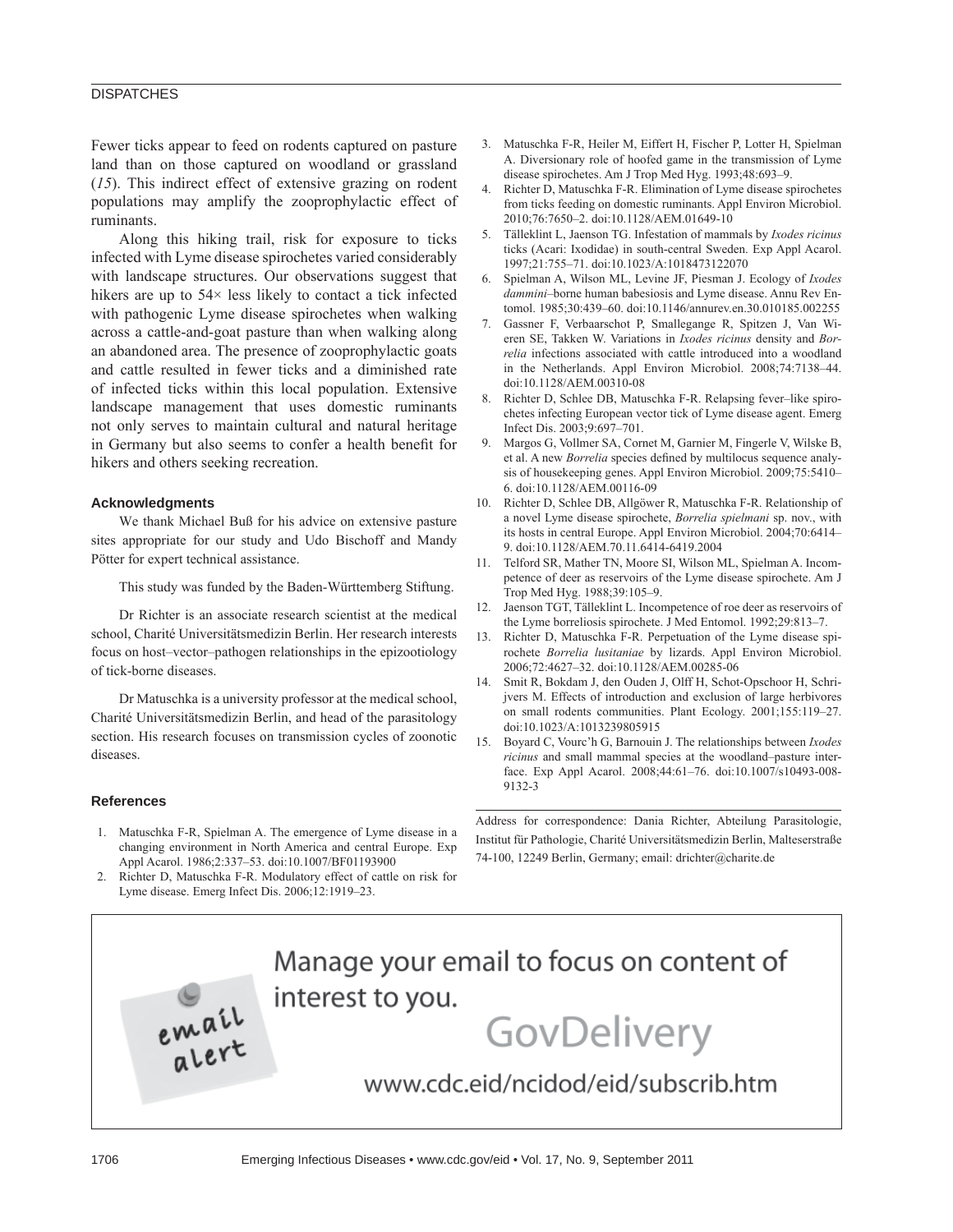Fewer ticks appear to feed on rodents captured on pasture land than on those captured on woodland or grassland (*15*). This indirect effect of extensive grazing on rodent populations may amplify the zooprophylactic effect of ruminants.

Along this hiking trail, risk for exposure to ticks infected with Lyme disease spirochetes varied considerably with landscape structures. Our observations suggest that hikers are up to 54× less likely to contact a tick infected with pathogenic Lyme disease spirochetes when walking across a cattle-and-goat pasture than when walking along an abandoned area. The presence of zooprophylactic goats and cattle resulted in fewer ticks and a diminished rate of infected ticks within this local population. Extensive landscape management that uses domestic ruminants not only serves to maintain cultural and natural heritage in Germany but also seems to confer a health benefit for hikers and others seeking recreation.

### Acknowledgments

We thank Michael Buß for his advice on extensive pasture sites appropriate for our study and Udo Bischoff and Mandy Pötter for expert technical assistance.

This study was funded by the Baden-Württemberg Stiftung.

Dr Richter is an associate research scientist at the medical school, Charité Universitätsmedizin Berlin. Her research interests focus on host–vector–pathogen relationships in the epizootiology of tick-borne diseases.

Dr Matuschka is a university professor at the medical school, Charité Universitätsmedizin Berlin, and head of the parasitology section. His research focuses on transmission cycles of zoonotic diseases.

### References

1. Matuschka F-R, Spielman A. The emergence of Lyme disease in a changing environment in North America and central Europe. Exp Appl Acarol. 1986;2:337–53. doi:10.1007/BF01193900
2. Richter D, Matuschka F-R. Modulatory effect of cattle on risk for Lyme disease. Emerg Infect Dis. 2006;12:1919–23.
3. Matuschka F-R, Heiler M, Eiffert H, Fischer P, Lotter H, Spielman A. Diversionary role of hoofed game in the transmission of Lyme disease spirochetes. Am J Trop Med Hyg. 1993;48:693–9.
4. Richter D, Matuschka F-R. Elimination of Lyme disease spirochetes from ticks feeding on domestic ruminants. Appl Environ Microbiol. 2010;76:7650–2. doi:10.1128/AEM.01649-10
5. Tälleklint L, Jaenson TG. Infestation of mammals by *Ixodes ricinus* ticks (Acari: Ixodidae) in south-central Sweden. Exp Appl Acarol. 1997;21:755–71. doi:10.1023/A:1018473122070
6. Spielman A, Wilson ML, Levine JF, Piesman J. Ecology of *Ixodes dammini*–borne human babesiosis and Lyme disease. Annu Rev Entomol. 1985;30:439–60. doi:10.1146/annurev.en.30.010185.002255
7. Gassner F, Verbaarschot P, Smallegange R, Spitzen J, Van Wieren SE, Takken W. Variations in *Ixodes ricinus* density and *Borrelia* infections associated with cattle introduced into a woodland in the Netherlands. Appl Environ Microbiol. 2008;74:7138–44. doi:10.1128/AEM.00310-08
8. Richter D, Schlee DB, Matuschka F-R. Relapsing fever–like spirochetes infecting European vector tick of Lyme disease agent. Emerg Infect Dis. 2003;9:697–701.
9. Margos G, Vollmer SA, Cornet M, Garnier M, Fingerle V, Wilske B, et al. A new *Borrelia* species defined by multilocus sequence analysis of housekeeping genes. Appl Environ Microbiol. 2009;75:5410–6. doi:10.1128/AEM.00116-09
10. Richter D, Schlee DB, Allgöwer R, Matuschka F-R. Relationship of a novel Lyme disease spirochete, *Borrelia spielmani* sp. nov., with its hosts in central Europe. Appl Environ Microbiol. 2004;70:6414–9. doi:10.1128/AEM.70.11.6414-6419.2004
11. Telford SR, Mather TN, Moore SI, Wilson ML, Spielman A. Incompetence of deer as reservoirs of the Lyme disease spirochete. Am J Trop Med Hyg. 1988;39:105–9.
12. Jaenson TGT, Tälleklint L. Incompetence of roe deer as reservoirs of the Lyme borreliosis spirochete. J Med Entomol. 1992;29:813–7.
13. Richter D, Matuschka F-R. Perpetuation of the Lyme disease spirochete *Borrelia lusitaniae* by lizards. Appl Environ Microbiol. 2006;72:4627–32. doi:10.1128/AEM.00285-06
14. Smit R, Bokdam J, den Ouden J, Olff H, Schot-Opschoor H, Schrijvers M. Effects of introduction and exclusion of large herbivores on small rodents communities. Plant Ecology. 2001;155:119–27. doi:10.1023/A:1013239805915
15. Boyard C, Vourc'h G, Barnouin J. The relationships between *Ixodes ricinus* and small mammal species at the woodland–pasture interface. Exp Appl Acarol. 2008;44:61–76. doi:10.1007/s10493-008-9132-3

Address for correspondence: Dania Richter, Abteilung Parasitologie, Institut für Pathologie, Charité Universitätsmedizin Berlin, Malteserstraße 74-100, 12249 Berlin, Germany; email: drichter@charite.de

email alert

Manage your email to focus on content of interest to you.

GovDelivery

www.cdc.eid/ncidod/eid/subscrib.htm